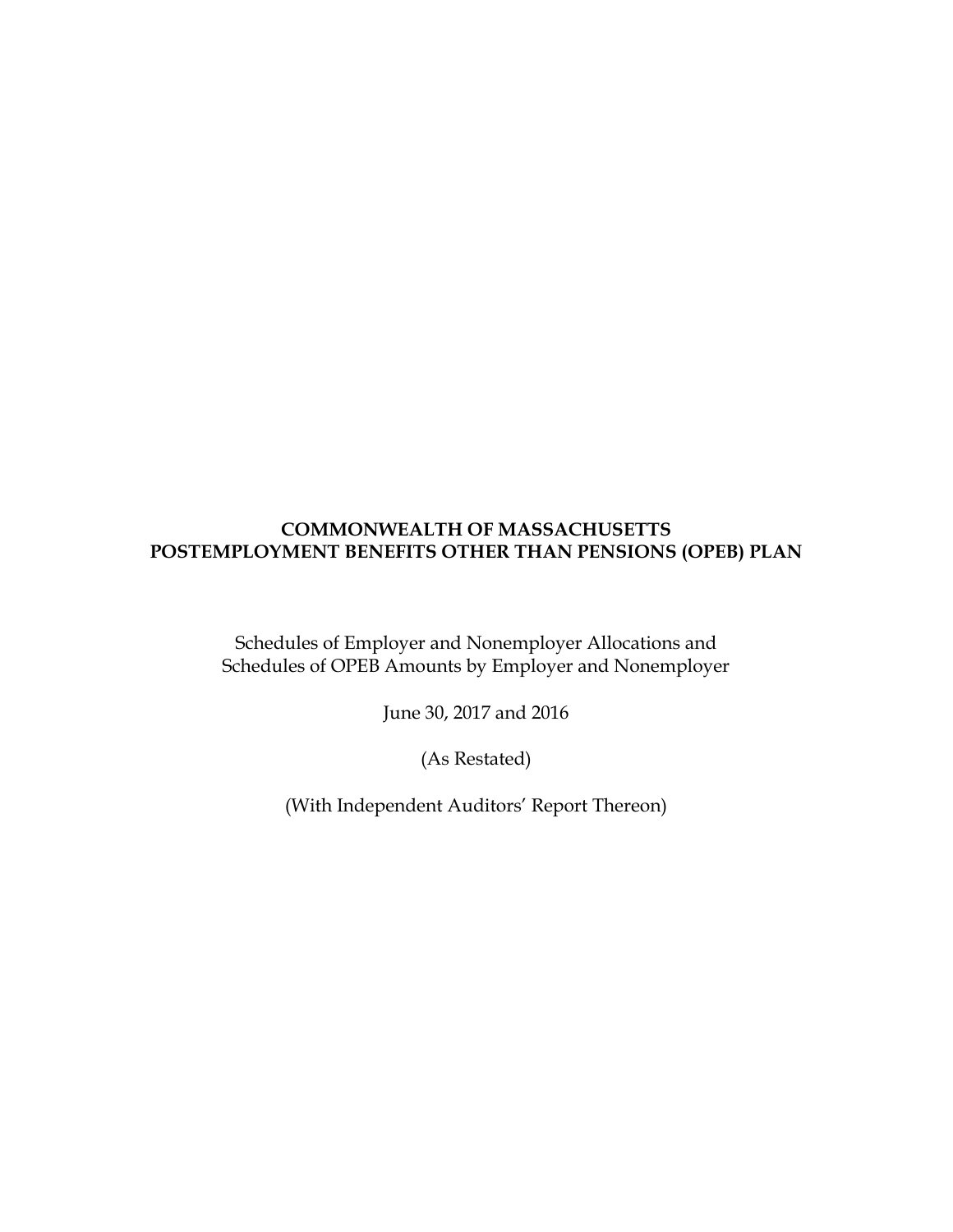# COMMONWEALTH OF MASSACHUSETTS
# POSTEMPLOYMENT BENEFITS OTHER THAN PENSIONS (OPEB) PLAN

Schedules of Employer and Nonemployer Allocations and
Schedules of OPEB Amounts by Employer and Nonemployer

June 30, 2017 and 2016

(As Restated)

(With Independent Auditors' Report Thereon)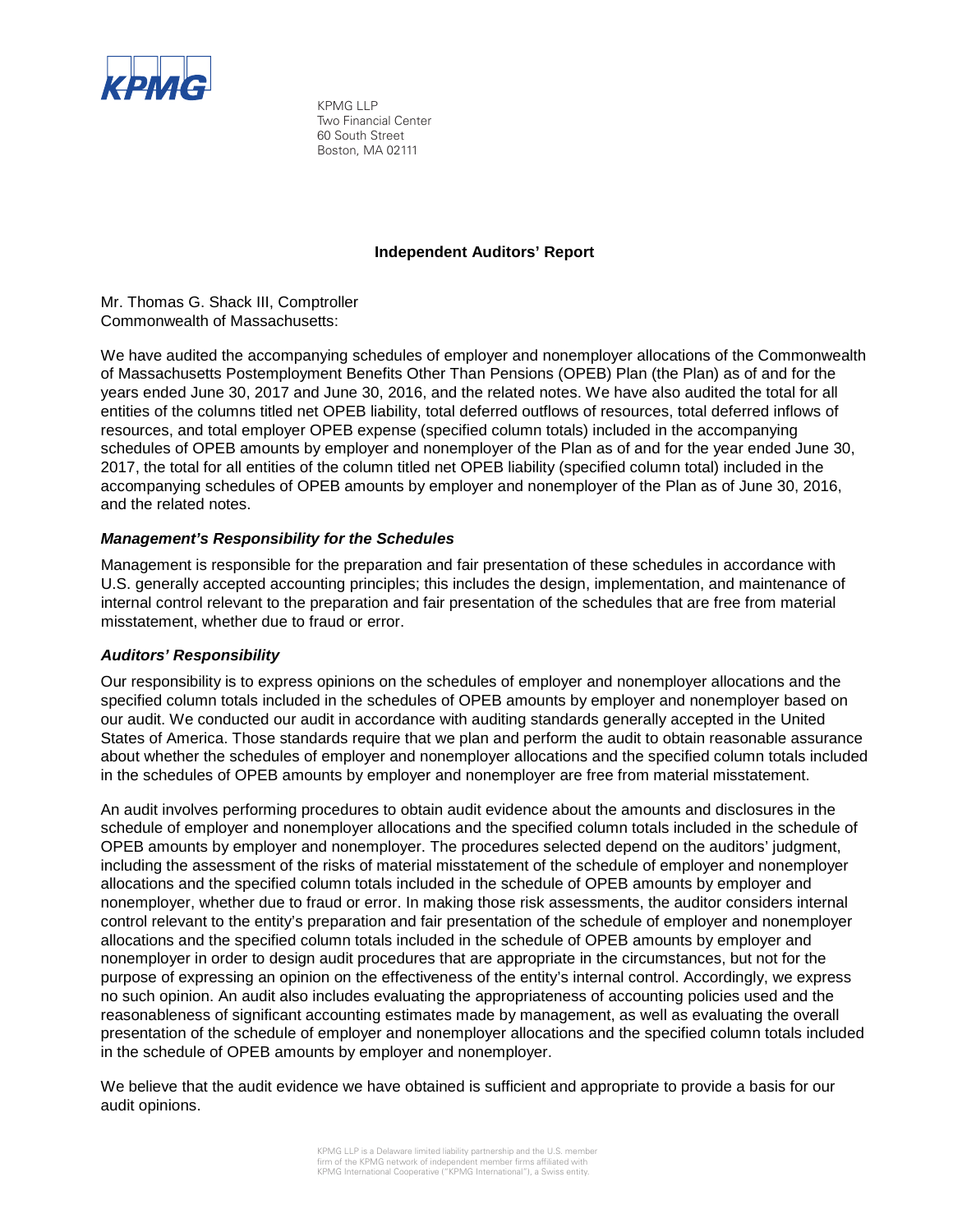KPMG LLP
Two Financial Center
60 South Street
Boston, MA 02111

**Independent Auditors' Report**

Mr. Thomas G. Shack III, Comptroller
Commonwealth of Massachusetts:

We have audited the accompanying schedules of employer and nonemployer allocations of the Commonwealth of Massachusetts Postemployment Benefits Other Than Pensions (OPEB) Plan (the Plan) as of and for the years ended June 30, 2017 and June 30, 2016, and the related notes. We have also audited the total for all entities of the columns titled net OPEB liability, total deferred outflows of resources, total deferred inflows of resources, and total employer OPEB expense (specified column totals) included in the accompanying schedules of OPEB amounts by employer and nonemployer of the Plan as of and for the year ended June 30, 2017, the total for all entities of the column titled net OPEB liability (specified column total) included in the accompanying schedules of OPEB amounts by employer and nonemployer of the Plan as of June 30, 2016, and the related notes.

### *Management's Responsibility for the Schedules*

Management is responsible for the preparation and fair presentation of these schedules in accordance with U.S. generally accepted accounting principles; this includes the design, implementation, and maintenance of internal control relevant to the preparation and fair presentation of the schedules that are free from material misstatement, whether due to fraud or error.

### *Auditors' Responsibility*

Our responsibility is to express opinions on the schedules of employer and nonemployer allocations and the specified column totals included in the schedules of OPEB amounts by employer and nonemployer based on our audit. We conducted our audit in accordance with auditing standards generally accepted in the United States of America. Those standards require that we plan and perform the audit to obtain reasonable assurance about whether the schedules of employer and nonemployer allocations and the specified column totals included in the schedules of OPEB amounts by employer and nonemployer are free from material misstatement.

An audit involves performing procedures to obtain audit evidence about the amounts and disclosures in the schedule of employer and nonemployer allocations and the specified column totals included in the schedule of OPEB amounts by employer and nonemployer. The procedures selected depend on the auditors' judgment, including the assessment of the risks of material misstatement of the schedule of employer and nonemployer allocations and the specified column totals included in the schedule of OPEB amounts by employer and nonemployer, whether due to fraud or error. In making those risk assessments, the auditor considers internal control relevant to the entity's preparation and fair presentation of the schedule of employer and nonemployer allocations and the specified column totals included in the schedule of OPEB amounts by employer and nonemployer in order to design audit procedures that are appropriate in the circumstances, but not for the purpose of expressing an opinion on the effectiveness of the entity's internal control. Accordingly, we express no such opinion. An audit also includes evaluating the appropriateness of accounting policies used and the reasonableness of significant accounting estimates made by management, as well as evaluating the overall presentation of the schedule of employer and nonemployer allocations and the specified column totals included in the schedule of OPEB amounts by employer and nonemployer.

We believe that the audit evidence we have obtained is sufficient and appropriate to provide a basis for our audit opinions.

KPMG LLP is a Delaware limited liability partnership and the U.S. member firm of the KPMG network of independent member firms affiliated with KPMG International Cooperative ("KPMG International"), a Swiss entity.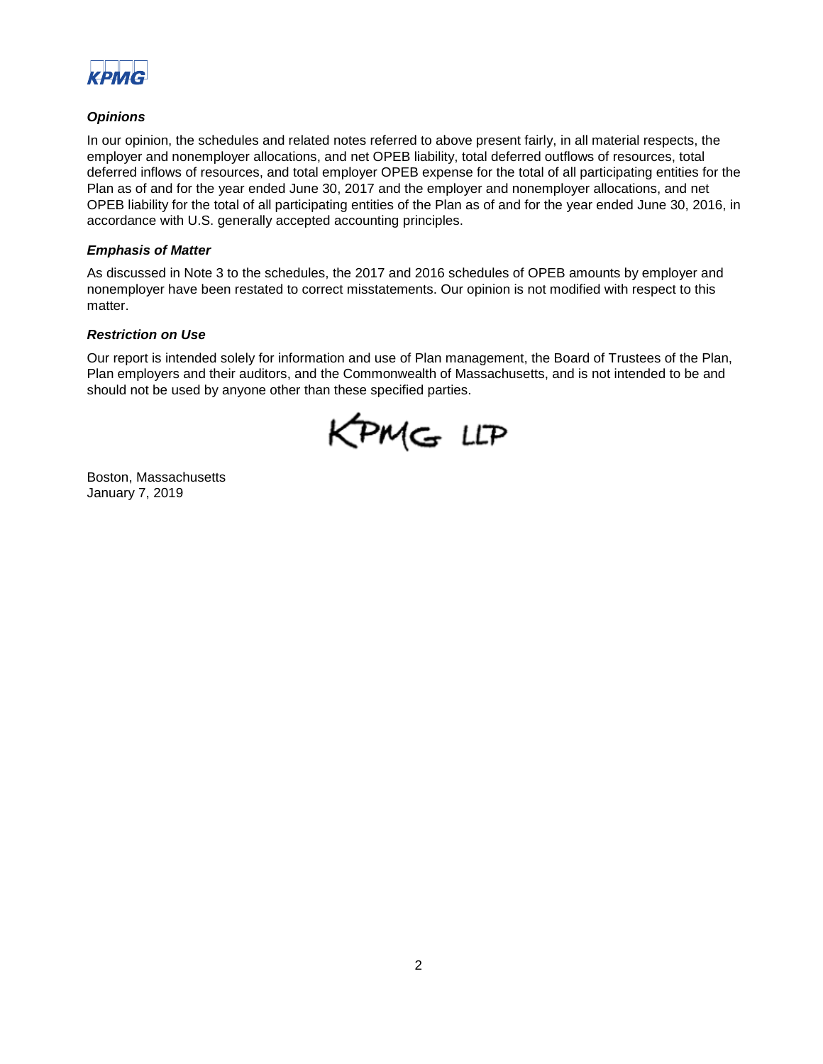### *Opinions*

In our opinion, the schedules and related notes referred to above present fairly, in all material respects, the employer and nonemployer allocations, and net OPEB liability, total deferred outflows of resources, total deferred inflows of resources, and total employer OPEB expense for the total of all participating entities for the Plan as of and for the year ended June 30, 2017 and the employer and nonemployer allocations, and net OPEB liability for the total of all participating entities of the Plan as of and for the year ended June 30, 2016, in accordance with U.S. generally accepted accounting principles.

### *Emphasis of Matter*

As discussed in Note 3 to the schedules, the 2017 and 2016 schedules of OPEB amounts by employer and nonemployer have been restated to correct misstatements. Our opinion is not modified with respect to this matter.

### *Restriction on Use*

Our report is intended solely for information and use of Plan management, the Board of Trustees of the Plan, Plan employers and their auditors, and the Commonwealth of Massachusetts, and is not intended to be and should not be used by anyone other than these specified parties.

KPMG LLP

Boston, Massachusetts
January 7, 2019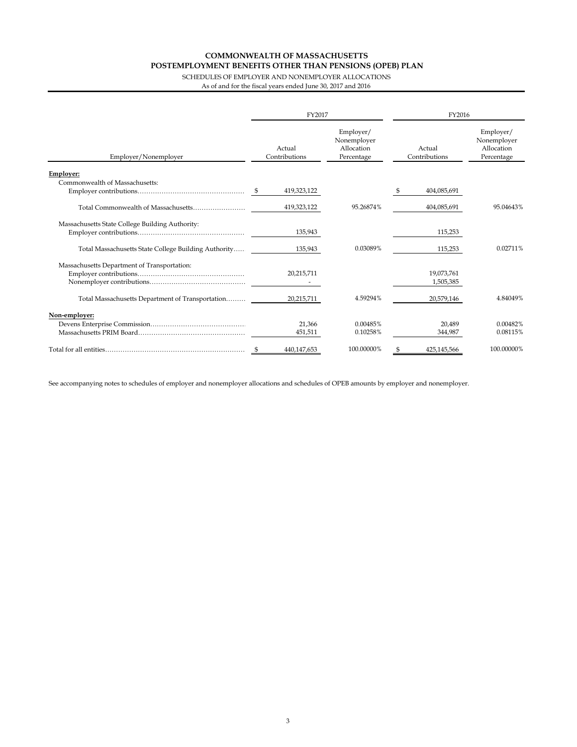# COMMONWEALTH OF MASSACHUSETTS
## POSTEMPLOYMENT BENEFITS OTHER THAN PENSIONS (OPEB) PLAN

SCHEDULES OF EMPLOYER AND NONEMPLOYER ALLOCATIONS

As of and for the fiscal years ended June 30, 2017 and 2016

| Employer/Nonemployer | FY2017 Actual Contributions | FY2017 Employer/ Nonemployer Allocation Percentage | FY2016 Actual Contributions | FY2016 Employer/ Nonemployer Allocation Percentage |
|---|---|---|---|---|
| **Employer:** | | | | |
| Commonwealth of Massachusetts: | | | | |
| Employer contributions | $ 419,323,122 | | $ 404,085,691 | |
| Total Commonwealth of Massachusetts | 419,323,122 | 95.26874% | 404,085,691 | 95.04643% |
| Massachusetts State College Building Authority: | | | | |
| Employer contributions | 135,943 | | 115,253 | |
| Total Massachusetts State College Building Authority | 135,943 | 0.03089% | 115,253 | 0.02711% |
| Massachusetts Department of Transportation: | | | | |
| Employer contributions | 20,215,711 | | 19,073,761 | |
| Nonemployer contributions | - | | 1,505,385 | |
| Total Massachusetts Department of Transportation | 20,215,711 | 4.59294% | 20,579,146 | 4.84049% |
| **Non-employer:** | | | | |
| Devens Enterprise Commission | 21,366 | 0.00485% | 20,489 | 0.00482% |
| Massachusetts PRIM Board | 451,511 | 0.10258% | 344,987 | 0.08115% |
| Total for all entities | $ 440,147,653 | 100.00000% | $ 425,145,566 | 100.00000% |

See accompanying notes to schedules of employer and nonemployer allocations and schedules of OPEB amounts by employer and nonemployer.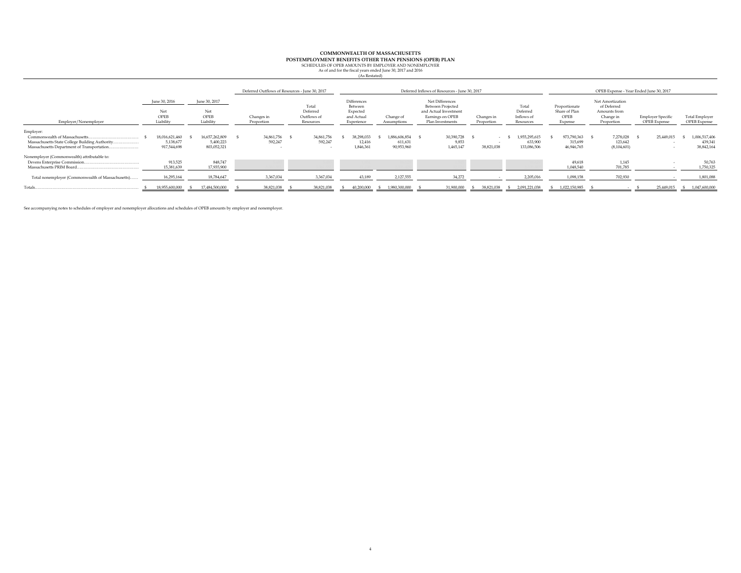# COMMONWEALTH OF MASSACHUSETTS
## POSTEMPLOYMENT BENEFITS OTHER THAN PENSIONS (OPEB) PLAN
SCHEDULES OF OPEB AMOUNTS BY EMPLOYER AND NONEMPLOYER
As of and for the fiscal years ended June 30, 2017 and 2016
(As Restated)

| Employer/Nonemployer | June 30, 2016 Net OPEB Liability | June 30, 2017 Net OPEB Liability | Deferred Outflows of Resources - June 30, 2017: Changes in Proportion | Deferred Outflows of Resources - June 30, 2017: Total Deferred Outflows of Resources | Deferred Inflows of Resources - June 30, 2017: Differences Between Expected and Actual Experience | Deferred Inflows of Resources - June 30, 2017: Change of Assumptions | Deferred Inflows of Resources - June 30, 2017: Net Differences Between Projected and Actual Investment Earnings on OPEB Plan Investments | Deferred Inflows of Resources - June 30, 2017: Changes in Proportion | Deferred Inflows of Resources - June 30, 2017: Total Deferred Inflows of Resources | OPEB Expense - Year Ended June 30, 2017: Proportionate Share of Plan OPEB Expense | OPEB Expense - Year Ended June 30, 2017: Net Amortization of Deferred Amounts from Change in Proportion | OPEB Expense - Year Ended June 30, 2017: Employer Specific OPEB Expense | OPEB Expense - Year Ended June 30, 2017: Total Employer OPEB Expense |
|---|---|---|---|---|---|---|---|---|---|---|---|---|---|
| Employer: | | | | | | | | | | | | | |
| Commonwealth of Massachusetts | $ 18,016,621,460 | $ 16,657,262,809 | $ 34,861,756 | $ 34,861,756 | $ 38,298,033 | $ 1,886,606,854 | $ 30,390,728 | $ - | $ 1,955,295,615 | $ 973,790,363 | $ 7,278,028 | $ 25,449,015 | $ 1,006,517,406 |
| Massachusetts State College Building Authority | 5,138,677 | 5,400,223 | 592,247 | 592,247 | 12,416 | 611,631 | 9,853 | - | 633,900 | 315,699 | 123,642 | - | 439,341 |
| Massachusetts Department of Transportation | 917,544,698 | 803,052,321 | - | - | 1,846,361 | 90,953,960 | 1,465,147 | 38,821,038 | 133,086,506 | 46,946,765 | (8,104,601) | - | 38,842,164 |
| Nonemployer (Commonwealth) attributable to: | | | | | | | | | | | | | |
| Devens Enterprise Commission | 913,525 | 848,747 | | | | | | | | 49,618 | 1,145 | - | 50,763 |
| Massachusetts PRIM Board | 15,381,639 | 17,935,900 | | | | | | | | 1,048,540 | 701,785 | - | 1,750,325 |
| Total nonemployer (Commonwealth of Massachusetts) | 16,295,164 | 18,784,647 | 3,367,034 | 3,367,034 | 43,189 | 2,127,555 | 34,272 | - | 2,205,016 | 1,098,158 | 702,930 | - | 1,801,088 |
| Totals | $ 18,955,600,000 | $ 17,484,500,000 | $ 38,821,038 | $ 38,821,038 | $ 40,200,000 | $ 1,980,300,000 | $ 31,900,000 | $ 38,821,038 | $ 2,091,221,038 | $ 1,022,150,985 | $ - | $ 25,449,015 | $ 1,047,600,000 |

See accompanying notes to schedules of employer and nonemployer allocations and schedules of OPEB amounts by employer and nonemployer.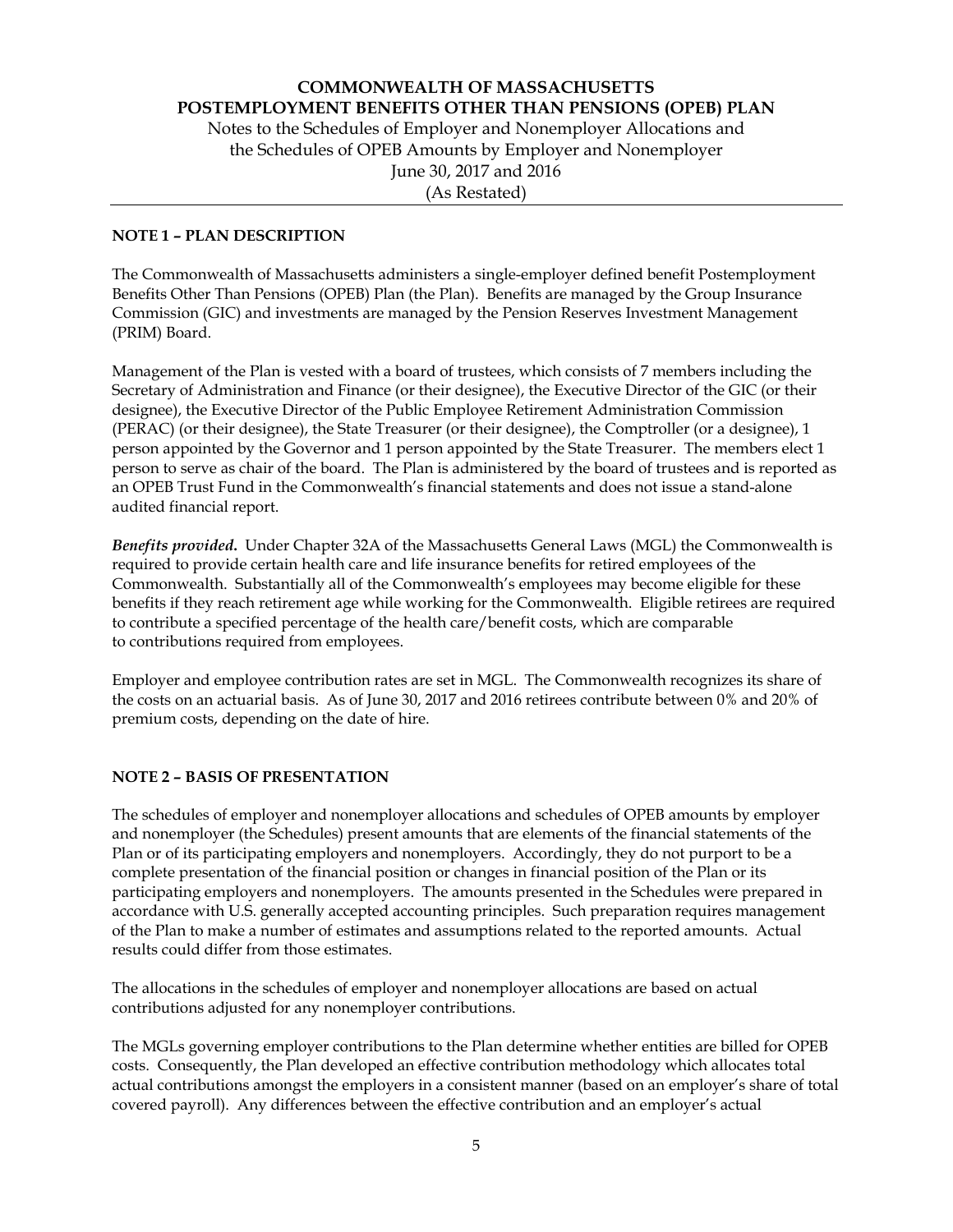# COMMONWEALTH OF MASSACHUSETTS
# POSTEMPLOYMENT BENEFITS OTHER THAN PENSIONS (OPEB) PLAN

Notes to the Schedules of Employer and Nonemployer Allocations and the Schedules of OPEB Amounts by Employer and Nonemployer
June 30, 2017 and 2016
(As Restated)

## NOTE 1 – PLAN DESCRIPTION

The Commonwealth of Massachusetts administers a single-employer defined benefit Postemployment Benefits Other Than Pensions (OPEB) Plan (the Plan). Benefits are managed by the Group Insurance Commission (GIC) and investments are managed by the Pension Reserves Investment Management (PRIM) Board.

Management of the Plan is vested with a board of trustees, which consists of 7 members including the Secretary of Administration and Finance (or their designee), the Executive Director of the GIC (or their designee), the Executive Director of the Public Employee Retirement Administration Commission (PERAC) (or their designee), the State Treasurer (or their designee), the Comptroller (or a designee), 1 person appointed by the Governor and 1 person appointed by the State Treasurer. The members elect 1 person to serve as chair of the board. The Plan is administered by the board of trustees and is reported as an OPEB Trust Fund in the Commonwealth's financial statements and does not issue a stand-alone audited financial report.

***Benefits provided.*** Under Chapter 32A of the Massachusetts General Laws (MGL) the Commonwealth is required to provide certain health care and life insurance benefits for retired employees of the Commonwealth. Substantially all of the Commonwealth's employees may become eligible for these benefits if they reach retirement age while working for the Commonwealth. Eligible retirees are required to contribute a specified percentage of the health care/benefit costs, which are comparable to contributions required from employees.

Employer and employee contribution rates are set in MGL. The Commonwealth recognizes its share of the costs on an actuarial basis. As of June 30, 2017 and 2016 retirees contribute between 0% and 20% of premium costs, depending on the date of hire.

## NOTE 2 – BASIS OF PRESENTATION

The schedules of employer and nonemployer allocations and schedules of OPEB amounts by employer and nonemployer (the Schedules) present amounts that are elements of the financial statements of the Plan or of its participating employers and nonemployers. Accordingly, they do not purport to be a complete presentation of the financial position or changes in financial position of the Plan or its participating employers and nonemployers. The amounts presented in the Schedules were prepared in accordance with U.S. generally accepted accounting principles. Such preparation requires management of the Plan to make a number of estimates and assumptions related to the reported amounts. Actual results could differ from those estimates.

The allocations in the schedules of employer and nonemployer allocations are based on actual contributions adjusted for any nonemployer contributions.

The MGLs governing employer contributions to the Plan determine whether entities are billed for OPEB costs. Consequently, the Plan developed an effective contribution methodology which allocates total actual contributions amongst the employers in a consistent manner (based on an employer's share of total covered payroll). Any differences between the effective contribution and an employer's actual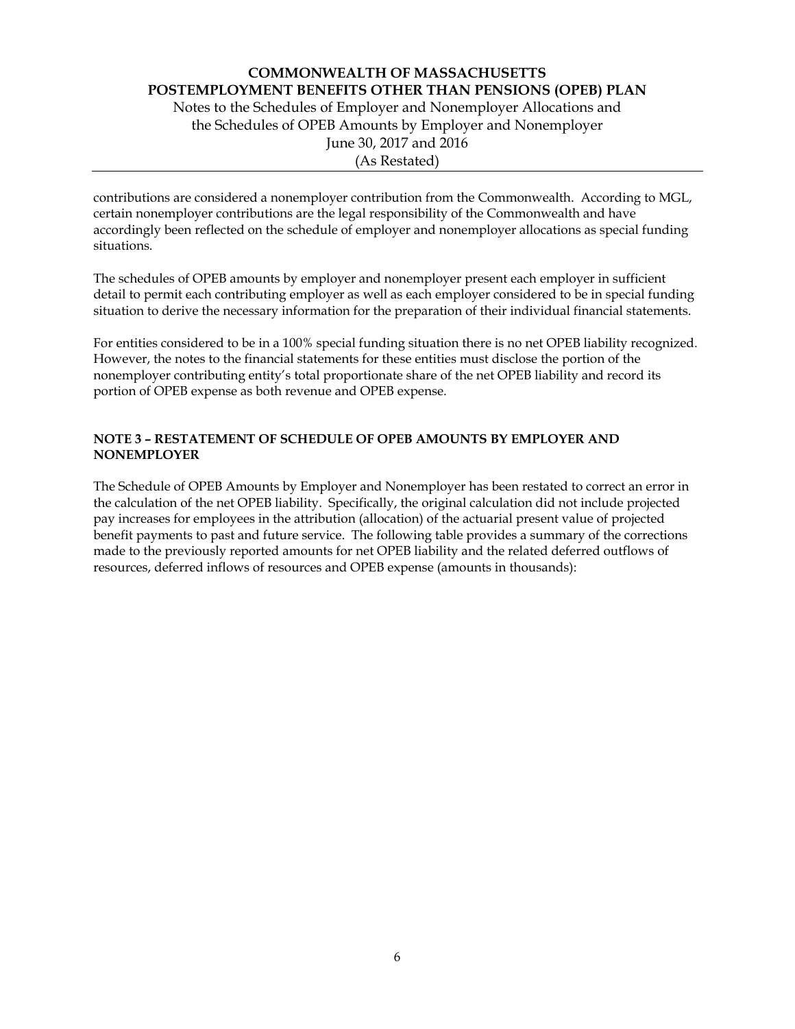contributions are considered a nonemployer contribution from the Commonwealth. According to MGL, certain nonemployer contributions are the legal responsibility of the Commonwealth and have accordingly been reflected on the schedule of employer and nonemployer allocations as special funding situations.

The schedules of OPEB amounts by employer and nonemployer present each employer in sufficient detail to permit each contributing employer as well as each employer considered to be in special funding situation to derive the necessary information for the preparation of their individual financial statements.

For entities considered to be in a 100% special funding situation there is no net OPEB liability recognized. However, the notes to the financial statements for these entities must disclose the portion of the nonemployer contributing entity's total proportionate share of the net OPEB liability and record its portion of OPEB expense as both revenue and OPEB expense.

## NOTE 3 – RESTATEMENT OF SCHEDULE OF OPEB AMOUNTS BY EMPLOYER AND NONEMPLOYER

The Schedule of OPEB Amounts by Employer and Nonemployer has been restated to correct an error in the calculation of the net OPEB liability. Specifically, the original calculation did not include projected pay increases for employees in the attribution (allocation) of the actuarial present value of projected benefit payments to past and future service. The following table provides a summary of the corrections made to the previously reported amounts for net OPEB liability and the related deferred outflows of resources, deferred inflows of resources and OPEB expense (amounts in thousands):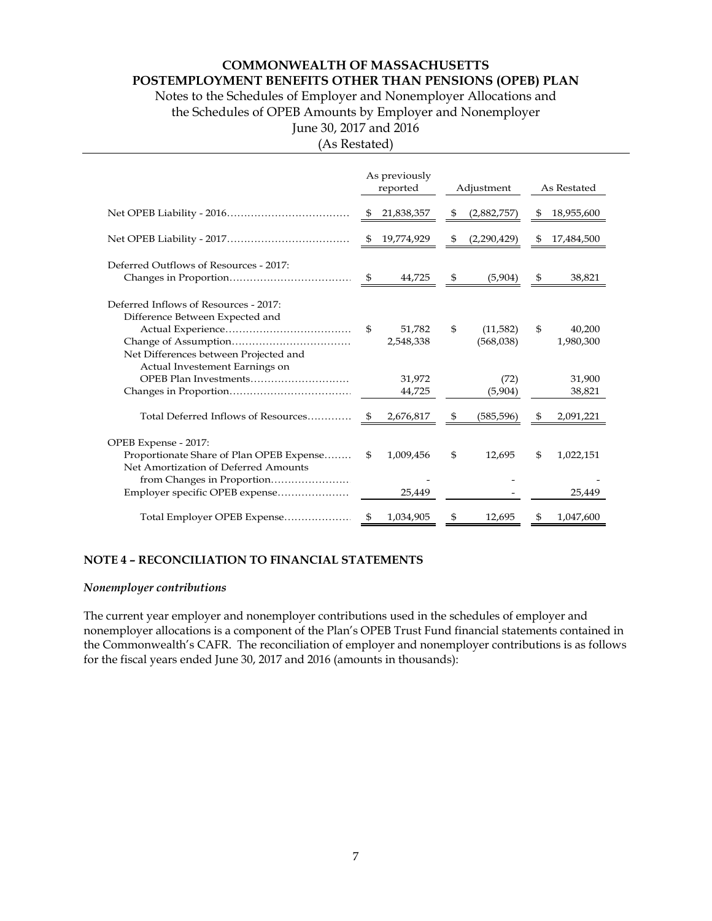# COMMONWEALTH OF MASSACHUSETTS
## POSTEMPLOYMENT BENEFITS OTHER THAN PENSIONS (OPEB) PLAN

Notes to the Schedules of Employer and Nonemployer Allocations and the Schedules of OPEB Amounts by Employer and Nonemployer

June 30, 2017 and 2016

(As Restated)

| | As previously reported | Adjustment | As Restated |
|---|---|---|---|
| Net OPEB Liability - 2016 | $ 21,838,357 | $ (2,882,757) | $ 18,955,600 |
| Net OPEB Liability - 2017 | $ 19,774,929 | $ (2,290,429) | $ 17,484,500 |
| Deferred Outflows of Resources - 2017: | | | |
| Changes in Proportion | $ 44,725 | $ (5,904) | $ 38,821 |
| Deferred Inflows of Resources - 2017: | | | |
| Difference Between Expected and Actual Experience | $ 51,782 | $ (11,582) | $ 40,200 |
| Change of Assumption | 2,548,338 | (568,038) | 1,980,300 |
| Net Differences between Projected and Actual Investement Earnings on OPEB Plan Investments | 31,972 | (72) | 31,900 |
| Changes in Proportion | 44,725 | (5,904) | 38,821 |
| Total Deferred Inflows of Resources | $ 2,676,817 | $ (585,596) | $ 2,091,221 |
| OPEB Expense - 2017: | | | |
| Proportionate Share of Plan OPEB Expense | $ 1,009,456 | $ 12,695 | $ 1,022,151 |
| Net Amortization of Deferred Amounts from Changes in Proportion | - | - | - |
| Employer specific OPEB expense | 25,449 | - | 25,449 |
| Total Employer OPEB Expense | $ 1,034,905 | $ 12,695 | $ 1,047,600 |

## NOTE 4 – RECONCILIATION TO FINANCIAL STATEMENTS

### *Nonemployer contributions*

The current year employer and nonemployer contributions used in the schedules of employer and nonemployer allocations is a component of the Plan's OPEB Trust Fund financial statements contained in the Commonwealth's CAFR. The reconciliation of employer and nonemployer contributions is as follows for the fiscal years ended June 30, 2017 and 2016 (amounts in thousands):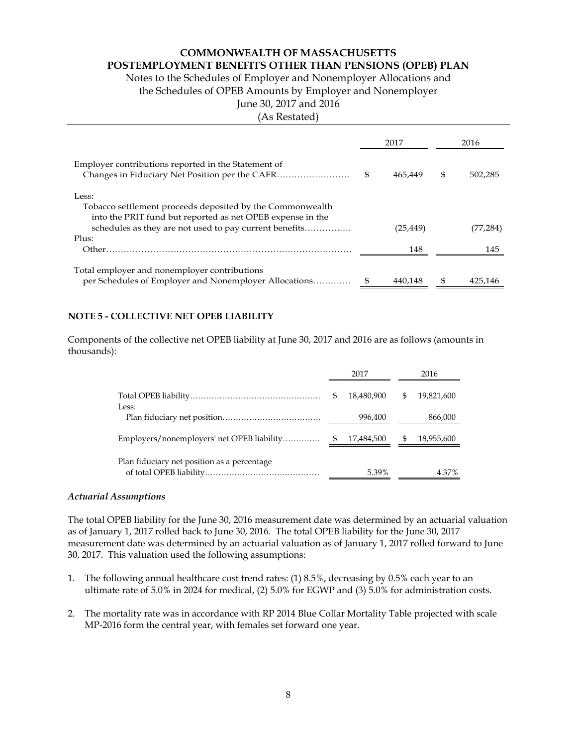# COMMONWEALTH OF MASSACHUSETTS
## POSTEMPLOYMENT BENEFITS OTHER THAN PENSIONS (OPEB) PLAN

Notes to the Schedules of Employer and Nonemployer Allocations and the Schedules of OPEB Amounts by Employer and Nonemployer
June 30, 2017 and 2016
(As Restated)

| | 2017 | 2016 |
|---|---|---|
| Employer contributions reported in the Statement of Changes in Fiduciary Net Position per the CAFR | $ 465,449 | $ 502,285 |
| Less: | | |
| Tobacco settlement proceeds deposited by the Commonwealth into the PRIT fund but reported as net OPEB expense in the schedules as they are not used to pay current benefits | (25,449) | (77,284) |
| Plus: | | |
| Other | 148 | 145 |
| Total employer and nonemployer contributions per Schedules of Employer and Nonemployer Allocations | $ 440,148 | $ 425,146 |

**NOTE 5 - COLLECTIVE NET OPEB LIABILITY**

Components of the collective net OPEB liability at June 30, 2017 and 2016 are as follows (amounts in thousands):

| | 2017 | 2016 |
|---|---|---|
| Total OPEB liability | $ 18,480,900 | $ 19,821,600 |
| Less: | | |
| Plan fiduciary net position | 996,400 | 866,000 |
| Employers/nonemployers' net OPEB liability | $ 17,484,500 | $ 18,955,600 |
| Plan fiduciary net position as a percentage of total OPEB liability | 5.39% | 4.37% |

*Actuarial Assumptions*

The total OPEB liability for the June 30, 2016 measurement date was determined by an actuarial valuation as of January 1, 2017 rolled back to June 30, 2016. The total OPEB liability for the June 30, 2017 measurement date was determined by an actuarial valuation as of January 1, 2017 rolled forward to June 30, 2017. This valuation used the following assumptions:

1. The following annual healthcare cost trend rates: (1) 8.5%, decreasing by 0.5% each year to an ultimate rate of 5.0% in 2024 for medical, (2) 5.0% for EGWP and (3) 5.0% for administration costs.

2. The mortality rate was in accordance with RP 2014 Blue Collar Mortality Table projected with scale MP-2016 form the central year, with females set forward one year.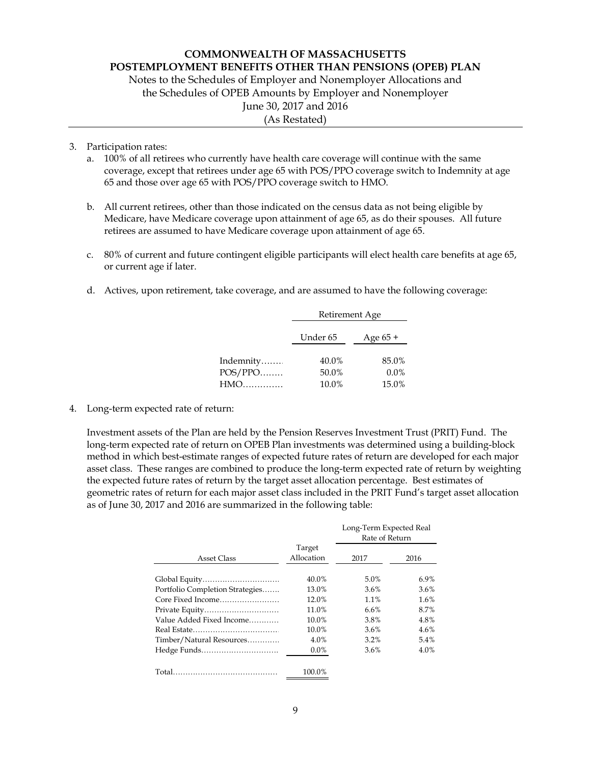3. Participation rates:
   a. 100% of all retirees who currently have health care coverage will continue with the same coverage, except that retirees under age 65 with POS/PPO coverage switch to Indemnity at age 65 and those over age 65 with POS/PPO coverage switch to HMO.

   b. All current retirees, other than those indicated on the census data as not being eligible by Medicare, have Medicare coverage upon attainment of age 65, as do their spouses. All future retirees are assumed to have Medicare coverage upon attainment of age 65.

   c. 80% of current and future contingent eligible participants will elect health care benefits at age 65, or current age if later.

   d. Actives, upon retirement, take coverage, and are assumed to have the following coverage:

| | Retirement Age | |
|---|---|---|
| | Under 65 | Age 65 + |
| Indemnity | 40.0% | 85.0% |
| POS/PPO | 50.0% | 0.0% |
| HMO | 10.0% | 15.0% |

4. Long-term expected rate of return:

   Investment assets of the Plan are held by the Pension Reserves Investment Trust (PRIT) Fund. The long-term expected rate of return on OPEB Plan investments was determined using a building-block method in which best-estimate ranges of expected future rates of return are developed for each major asset class. These ranges are combined to produce the long-term expected rate of return by weighting the expected future rates of return by the target asset allocation percentage. Best estimates of geometric rates of return for each major asset class included in the PRIT Fund's target asset allocation as of June 30, 2017 and 2016 are summarized in the following table:

| Asset Class | Target Allocation | Long-Term Expected Real Rate of Return 2017 | Long-Term Expected Real Rate of Return 2016 |
|---|---|---|---|
| Global Equity | 40.0% | 5.0% | 6.9% |
| Portfolio Completion Strategies | 13.0% | 3.6% | 3.6% |
| Core Fixed Income | 12.0% | 1.1% | 1.6% |
| Private Equity | 11.0% | 6.6% | 8.7% |
| Value Added Fixed Income | 10.0% | 3.8% | 4.8% |
| Real Estate | 10.0% | 3.6% | 4.6% |
| Timber/Natural Resources | 4.0% | 3.2% | 5.4% |
| Hedge Funds | 0.0% | 3.6% | 4.0% |
| Total | 100.0% | | |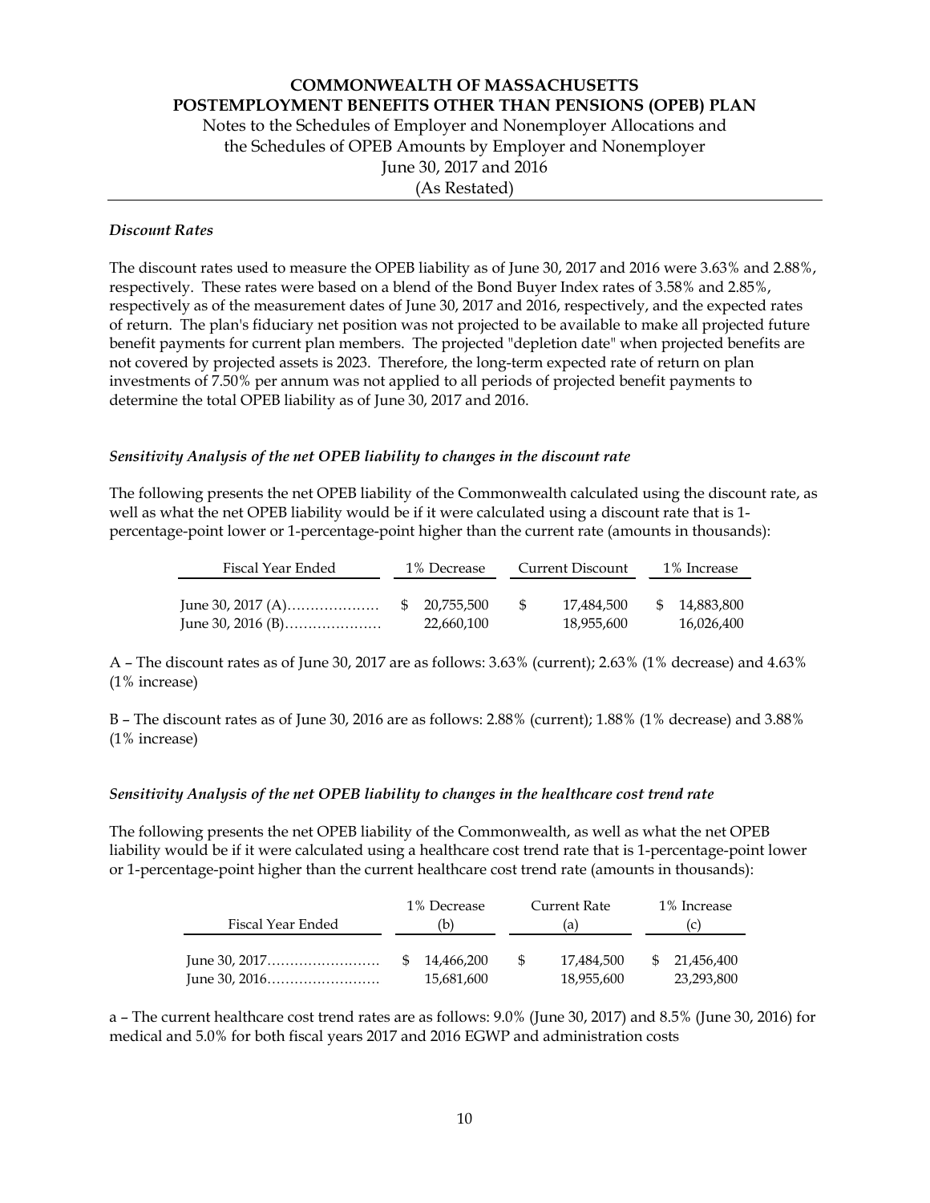### *Discount Rates*

The discount rates used to measure the OPEB liability as of June 30, 2017 and 2016 were 3.63% and 2.88%, respectively. These rates were based on a blend of the Bond Buyer Index rates of 3.58% and 2.85%, respectively as of the measurement dates of June 30, 2017 and 2016, respectively, and the expected rates of return. The plan's fiduciary net position was not projected to be available to make all projected future benefit payments for current plan members. The projected "depletion date" when projected benefits are not covered by projected assets is 2023. Therefore, the long-term expected rate of return on plan investments of 7.50% per annum was not applied to all periods of projected benefit payments to determine the total OPEB liability as of June 30, 2017 and 2016.

### *Sensitivity Analysis of the net OPEB liability to changes in the discount rate*

The following presents the net OPEB liability of the Commonwealth calculated using the discount rate, as well as what the net OPEB liability would be if it were calculated using a discount rate that is 1-percentage-point lower or 1-percentage-point higher than the current rate (amounts in thousands):

| Fiscal Year Ended | 1% Decrease | Current Discount | 1% Increase |
|---|---|---|---|
| June 30, 2017 (A)………………… | $ 20,755,500 | $ 17,484,500 | $ 14,883,800 |
| June 30, 2016 (B)………………… | 22,660,100 | 18,955,600 | 16,026,400 |

A – The discount rates as of June 30, 2017 are as follows: 3.63% (current); 2.63% (1% decrease) and 4.63% (1% increase)

B – The discount rates as of June 30, 2016 are as follows: 2.88% (current); 1.88% (1% decrease) and 3.88% (1% increase)

### *Sensitivity Analysis of the net OPEB liability to changes in the healthcare cost trend rate*

The following presents the net OPEB liability of the Commonwealth, as well as what the net OPEB liability would be if it were calculated using a healthcare cost trend rate that is 1-percentage-point lower or 1-percentage-point higher than the current healthcare cost trend rate (amounts in thousands):

| Fiscal Year Ended | 1% Decrease (b) | Current Rate (a) | 1% Increase (c) |
|---|---|---|---|
| June 30, 2017……………………… | $ 14,466,200 | $ 17,484,500 | $ 21,456,400 |
| June 30, 2016……………………… | 15,681,600 | 18,955,600 | 23,293,800 |

a – The current healthcare cost trend rates are as follows: 9.0% (June 30, 2017) and 8.5% (June 30, 2016) for medical and 5.0% for both fiscal years 2017 and 2016 EGWP and administration costs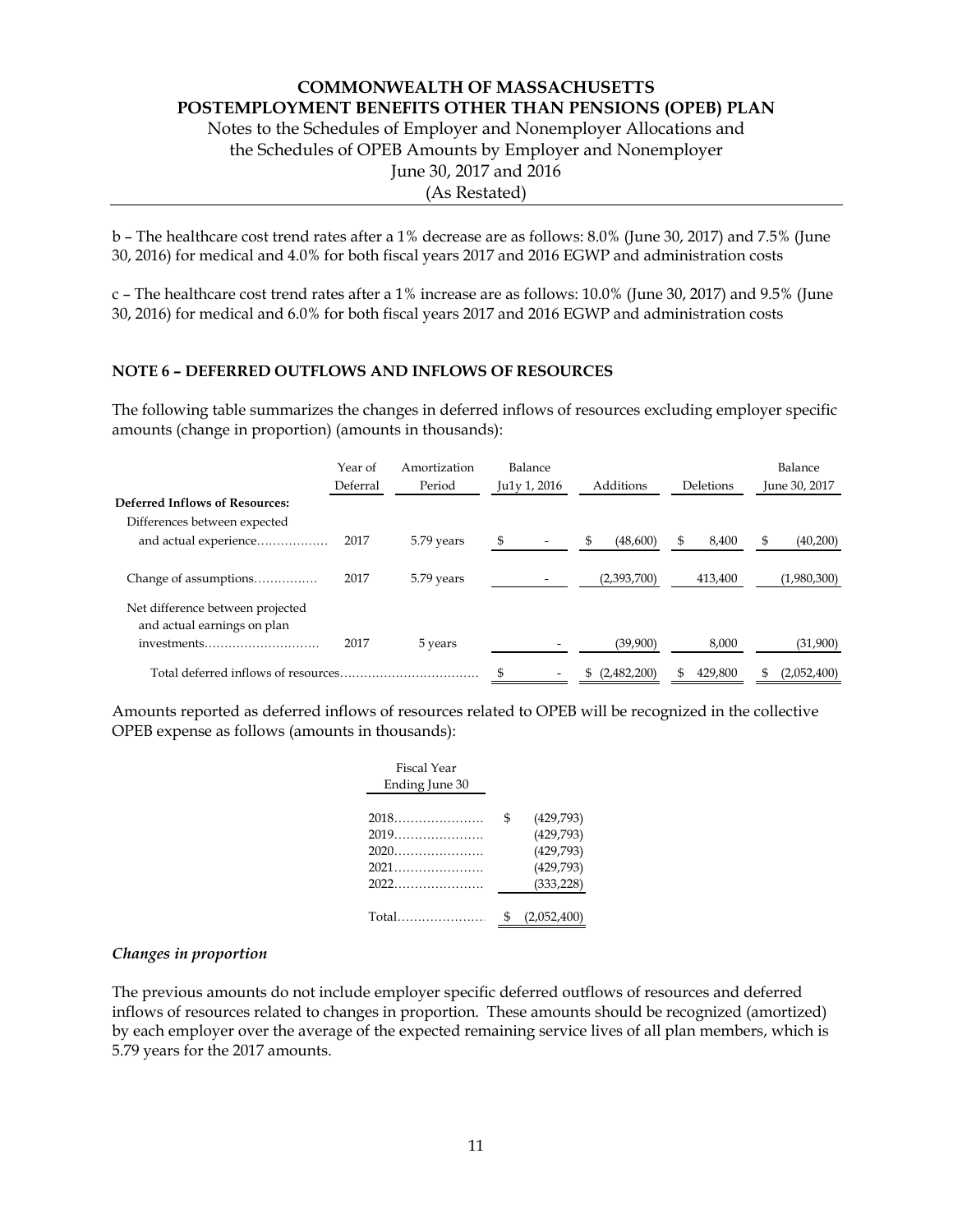b – The healthcare cost trend rates after a 1% decrease are as follows: 8.0% (June 30, 2017) and 7.5% (June 30, 2016) for medical and 4.0% for both fiscal years 2017 and 2016 EGWP and administration costs

c – The healthcare cost trend rates after a 1% increase are as follows: 10.0% (June 30, 2017) and 9.5% (June 30, 2016) for medical and 6.0% for both fiscal years 2017 and 2016 EGWP and administration costs

## NOTE 6 – DEFERRED OUTFLOWS AND INFLOWS OF RESOURCES

The following table summarizes the changes in deferred inflows of resources excluding employer specific amounts (change in proportion) (amounts in thousands):

| | Year of Deferral | Amortization Period | Balance Ju1y 1, 2016 | Additions | Deletions | Balance June 30, 2017 |
|---|---|---|---|---|---|---|
| **Deferred Inflows of Resources:** | | | | | | |
| Differences between expected and actual experience.................. | 2017 | 5.79 years | $ - | $ (48,600) | $ 8,400 | $ (40,200) |
| Change of assumptions................ | 2017 | 5.79 years | - | (2,393,700) | 413,400 | (1,980,300) |
| Net difference between projected and actual earnings on plan investments............................ | 2017 | 5 years | - | (39,900) | 8,000 | (31,900) |
| Total deferred inflows of resources.................................. | | | $ - | $ (2,482,200) | $ 429,800 | $ (2,052,400) |

Amounts reported as deferred inflows of resources related to OPEB will be recognized in the collective OPEB expense as follows (amounts in thousands):

| Fiscal Year Ending June 30 | |
|---|---|
| 2018...................... | $ (429,793) |
| 2019...................... | (429,793) |
| 2020...................... | (429,793) |
| 2021...................... | (429,793) |
| 2022...................... | (333,228) |
| Total..................... | $ (2,052,400) |

### *Changes in proportion*

The previous amounts do not include employer specific deferred outflows of resources and deferred inflows of resources related to changes in proportion. These amounts should be recognized (amortized) by each employer over the average of the expected remaining service lives of all plan members, which is 5.79 years for the 2017 amounts.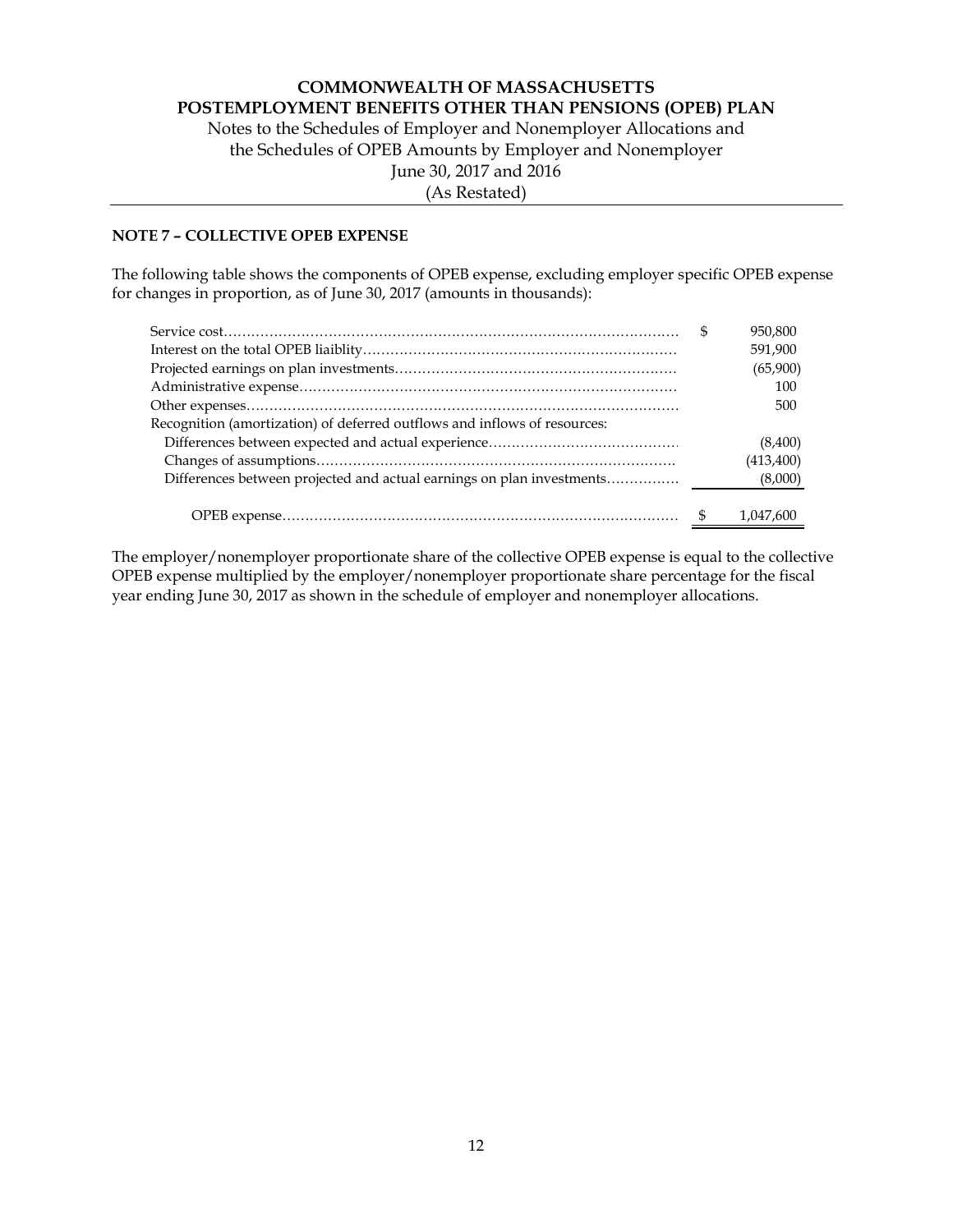**COMMONWEALTH OF MASSACHUSETTS**
**POSTEMPLOYMENT BENEFITS OTHER THAN PENSIONS (OPEB) PLAN**
Notes to the Schedules of Employer and Nonemployer Allocations and
the Schedules of OPEB Amounts by Employer and Nonemployer
June 30, 2017 and 2016
(As Restated)

**NOTE 7 – COLLECTIVE OPEB EXPENSE**

The following table shows the components of OPEB expense, excluding employer specific OPEB expense for changes in proportion, as of June 30, 2017 (amounts in thousands):

| | | |
|---|---|---|
| Service cost | $ | 950,800 |
| Interest on the total OPEB liaiblity | | 591,900 |
| Projected earnings on plan investments | | (65,900) |
| Administrative expense | | 100 |
| Other expenses | | 500 |
| Recognition (amortization) of deferred outflows and inflows of resources: | | |
| Differences between expected and actual experience | | (8,400) |
| Changes of assumptions | | (413,400) |
| Differences between projected and actual earnings on plan investments | | (8,000) |
| OPEB expense | $ | 1,047,600 |

The employer/nonemployer proportionate share of the collective OPEB expense is equal to the collective OPEB expense multiplied by the employer/nonemployer proportionate share percentage for the fiscal year ending June 30, 2017 as shown in the schedule of employer and nonemployer allocations.